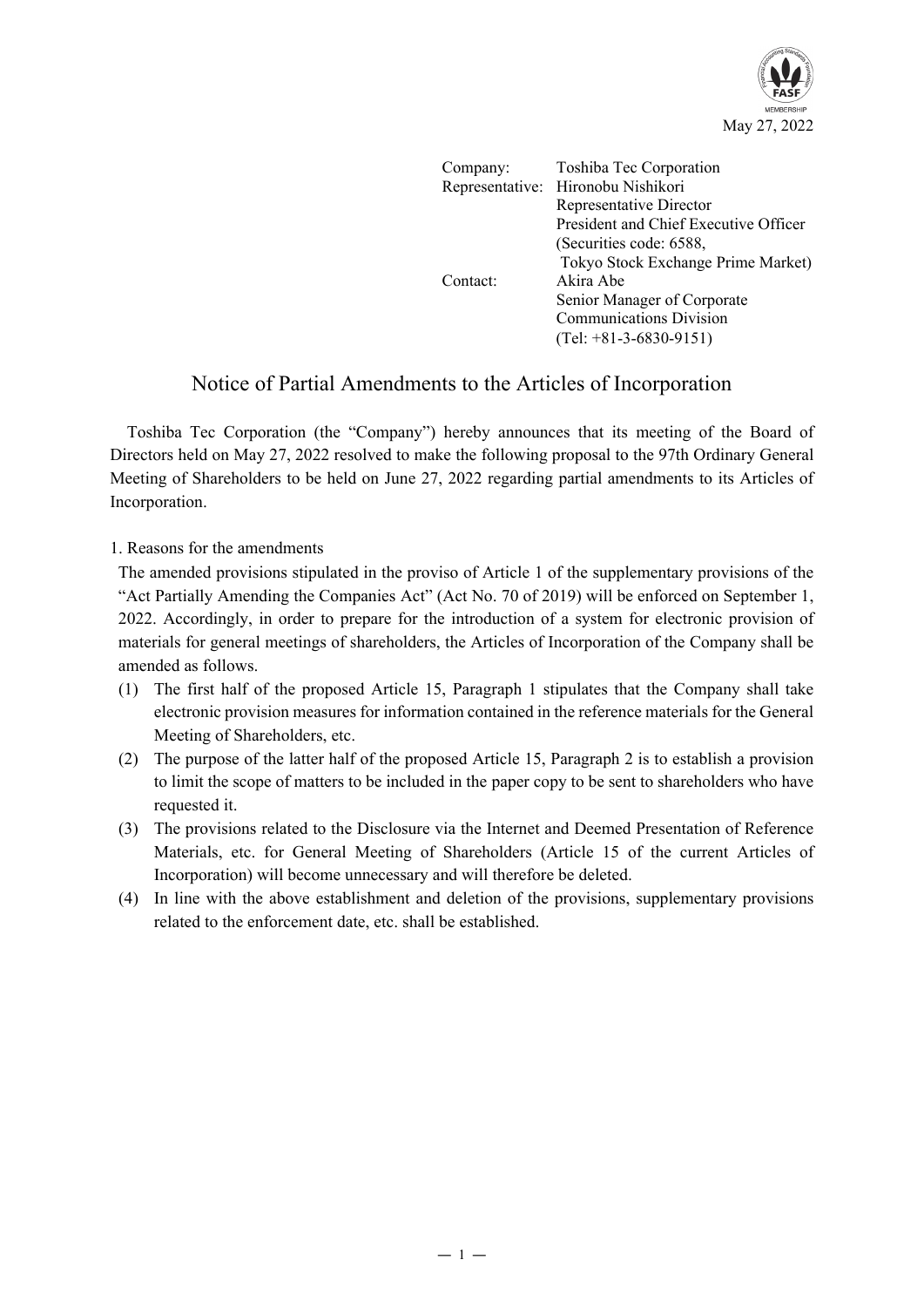May 27, 2022

Company: Toshiba Tec Corporation
Representative: Hironobu Nishikori
Representative Director
President and Chief Executive Officer
(Securities code: 6588,
Tokyo Stock Exchange Prime Market)
Contact: Akira Abe
Senior Manager of Corporate Communications Division
(Tel: +81-3-6830-9151)

# Notice of Partial Amendments to the Articles of Incorporation

Toshiba Tec Corporation (the "Company") hereby announces that its meeting of the Board of Directors held on May 27, 2022 resolved to make the following proposal to the 97th Ordinary General Meeting of Shareholders to be held on June 27, 2022 regarding partial amendments to its Articles of Incorporation.

1. Reasons for the amendments

The amended provisions stipulated in the proviso of Article 1 of the supplementary provisions of the "Act Partially Amending the Companies Act" (Act No. 70 of 2019) will be enforced on September 1, 2022. Accordingly, in order to prepare for the introduction of a system for electronic provision of materials for general meetings of shareholders, the Articles of Incorporation of the Company shall be amended as follows.

(1) The first half of the proposed Article 15, Paragraph 1 stipulates that the Company shall take electronic provision measures for information contained in the reference materials for the General Meeting of Shareholders, etc.
(2) The purpose of the latter half of the proposed Article 15, Paragraph 2 is to establish a provision to limit the scope of matters to be included in the paper copy to be sent to shareholders who have requested it.
(3) The provisions related to the Disclosure via the Internet and Deemed Presentation of Reference Materials, etc. for General Meeting of Shareholders (Article 15 of the current Articles of Incorporation) will become unnecessary and will therefore be deleted.
(4) In line with the above establishment and deletion of the provisions, supplementary provisions related to the enforcement date, etc. shall be established.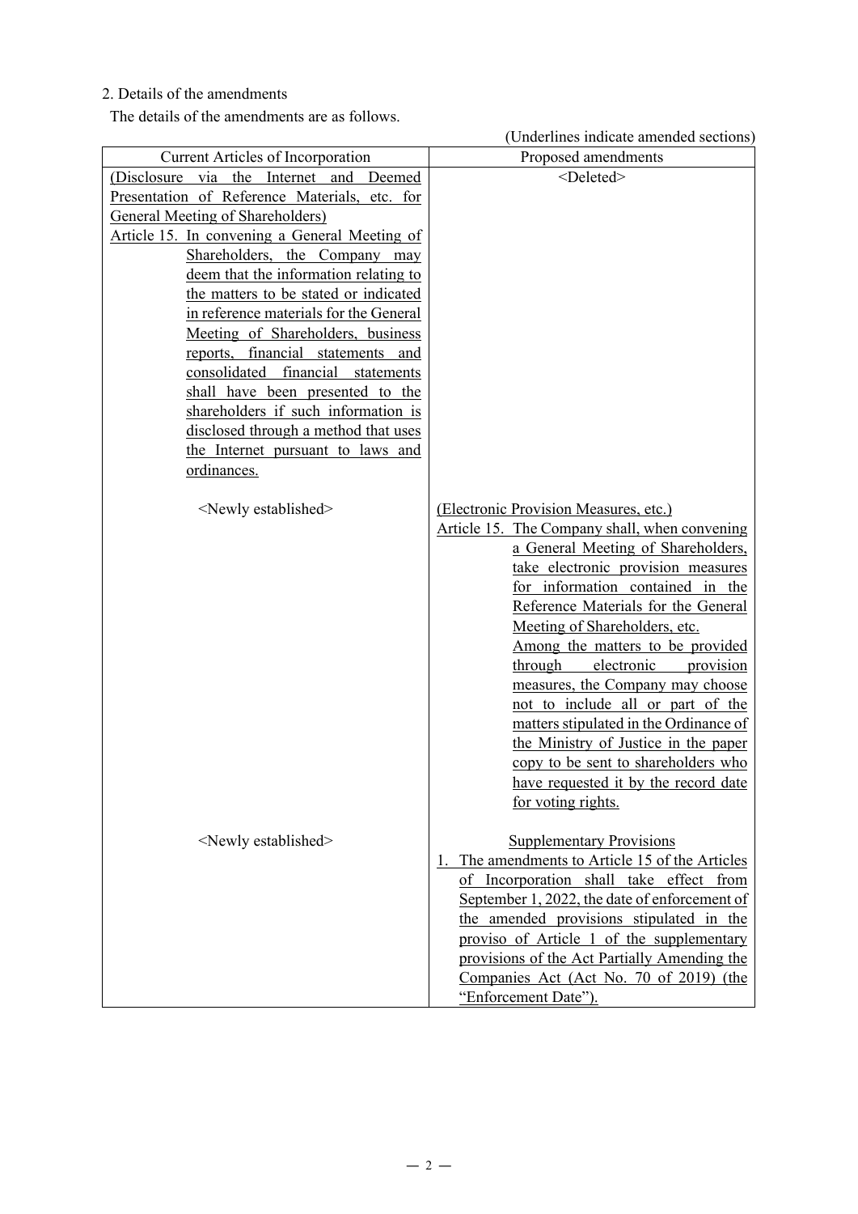2. Details of the amendments

The details of the amendments are as follows.

(Underlines indicate amended sections)

| Current Articles of Incorporation | Proposed amendments |
|---|---|
| (Disclosure via the Internet and Deemed Presentation of Reference Materials, etc. for General Meeting of Shareholders)<br>Article 15. In convening a General Meeting of Shareholders, the Company may deem that the information relating to the matters to be stated or indicated in reference materials for the General Meeting of Shareholders, business reports, financial statements and consolidated financial statements shall have been presented to the shareholders if such information is disclosed through a method that uses the Internet pursuant to laws and ordinances. | <Deleted> |
| <Newly established> | (Electronic Provision Measures, etc.)<br>Article 15. The Company shall, when convening a General Meeting of Shareholders, take electronic provision measures for information contained in the Reference Materials for the General Meeting of Shareholders, etc.<br>Among the matters to be provided through electronic provision measures, the Company may choose not to include all or part of the matters stipulated in the Ordinance of the Ministry of Justice in the paper copy to be sent to shareholders who have requested it by the record date for voting rights. |
| <Newly established> | Supplementary Provisions<br>1. The amendments to Article 15 of the Articles of Incorporation shall take effect from September 1, 2022, the date of enforcement of the amended provisions stipulated in the proviso of Article 1 of the supplementary provisions of the Act Partially Amending the Companies Act (Act No. 70 of 2019) (the "Enforcement Date"). |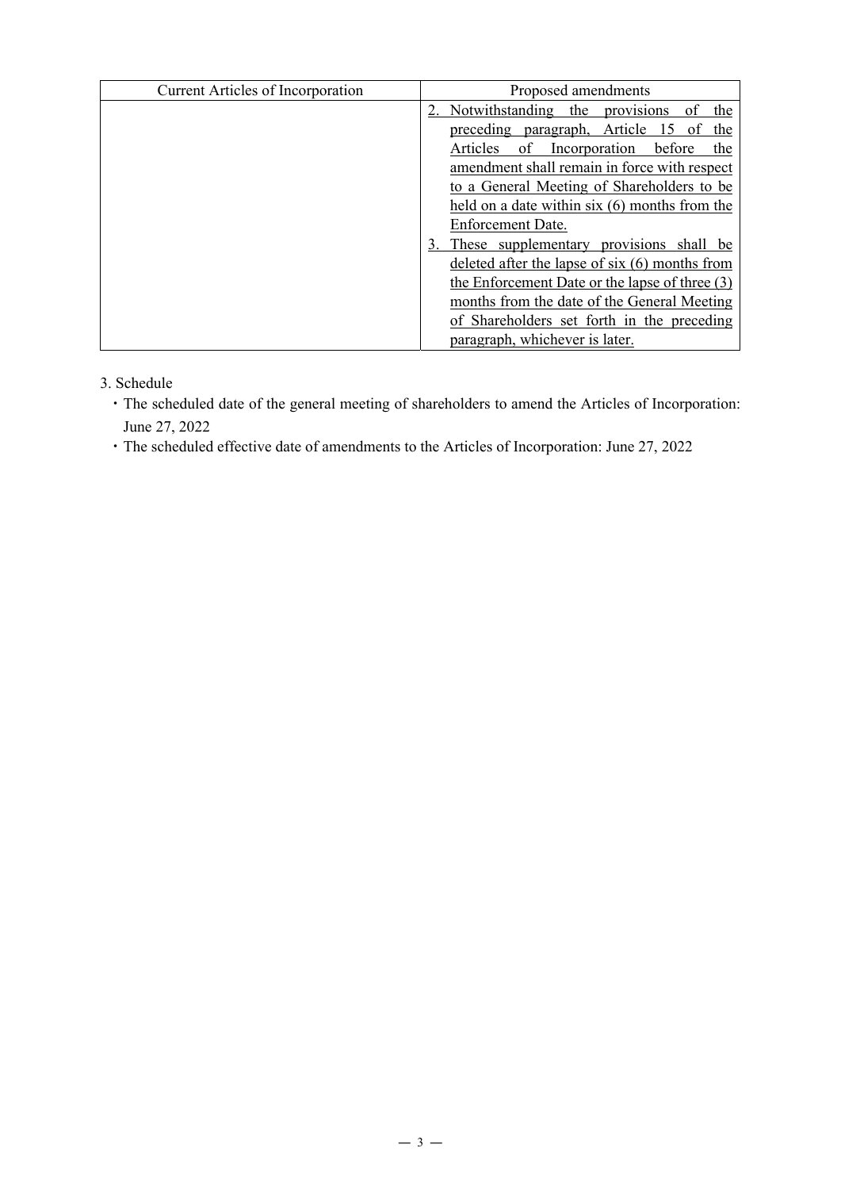| Current Articles of Incorporation | Proposed amendments |
| --- | --- |
| | 2. Notwithstanding the provisions of the preceding paragraph, Article 15 of the Articles of Incorporation before the amendment shall remain in force with respect to a General Meeting of Shareholders to be held on a date within six (6) months from the Enforcement Date.<br>3. These supplementary provisions shall be deleted after the lapse of six (6) months from the Enforcement Date or the lapse of three (3) months from the date of the General Meeting of Shareholders set forth in the preceding paragraph, whichever is later. |

3. Schedule

- The scheduled date of the general meeting of shareholders to amend the Articles of Incorporation: June 27, 2022
- The scheduled effective date of amendments to the Articles of Incorporation: June 27, 2022